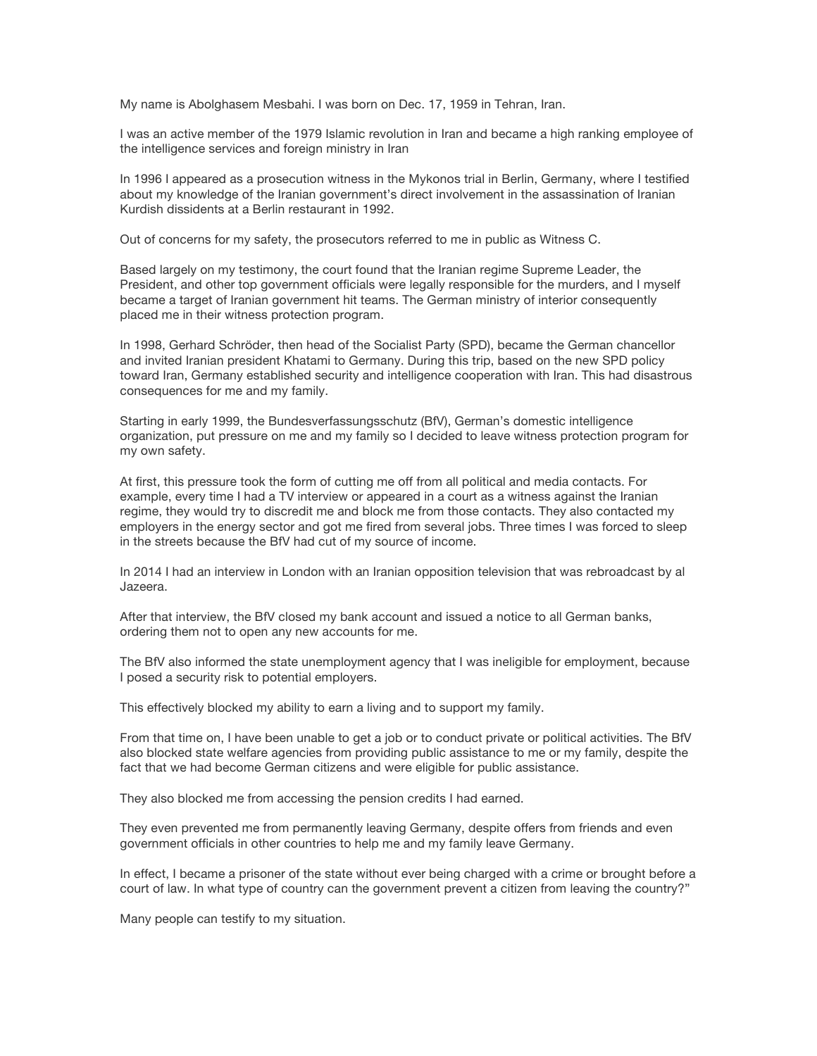My name is Abolghasem Mesbahi. I was born on Dec. 17, 1959 in Tehran, Iran.

I was an active member of the 1979 Islamic revolution in Iran and became a high ranking employee of the intelligence services and foreign ministry in Iran

In 1996 I appeared as a prosecution witness in the Mykonos trial in Berlin, Germany, where I testified about my knowledge of the Iranian government's direct involvement in the assassination of Iranian Kurdish dissidents at a Berlin restaurant in 1992.

Out of concerns for my safety, the prosecutors referred to me in public as Witness C.

Based largely on my testimony, the court found that the Iranian regime Supreme Leader, the President, and other top government officials were legally responsible for the murders, and I myself became a target of Iranian government hit teams. The German ministry of interior consequently placed me in their witness protection program.

In 1998, Gerhard Schröder, then head of the Socialist Party (SPD), became the German chancellor and invited Iranian president Khatami to Germany. During this trip, based on the new SPD policy toward Iran, Germany established security and intelligence cooperation with Iran. This had disastrous consequences for me and my family.

Starting in early 1999, the Bundesverfassungsschutz (BfV), German's domestic intelligence organization, put pressure on me and my family so I decided to leave witness protection program for my own safety.

At first, this pressure took the form of cutting me off from all political and media contacts. For example, every time I had a TV interview or appeared in a court as a witness against the Iranian regime, they would try to discredit me and block me from those contacts. They also contacted my employers in the energy sector and got me fired from several jobs. Three times I was forced to sleep in the streets because the BfV had cut of my source of income.

In 2014 I had an interview in London with an Iranian opposition television that was rebroadcast by al Jazeera.

After that interview, the BfV closed my bank account and issued a notice to all German banks, ordering them not to open any new accounts for me.

The BfV also informed the state unemployment agency that I was ineligible for employment, because I posed a security risk to potential employers.

This effectively blocked my ability to earn a living and to support my family.

From that time on, I have been unable to get a job or to conduct private or political activities. The BfV also blocked state welfare agencies from providing public assistance to me or my family, despite the fact that we had become German citizens and were eligible for public assistance.

They also blocked me from accessing the pension credits I had earned.

They even prevented me from permanently leaving Germany, despite offers from friends and even government officials in other countries to help me and my family leave Germany.

In effect, I became a prisoner of the state without ever being charged with a crime or brought before a court of law. In what type of country can the government prevent a citizen from leaving the country?"

Many people can testify to my situation.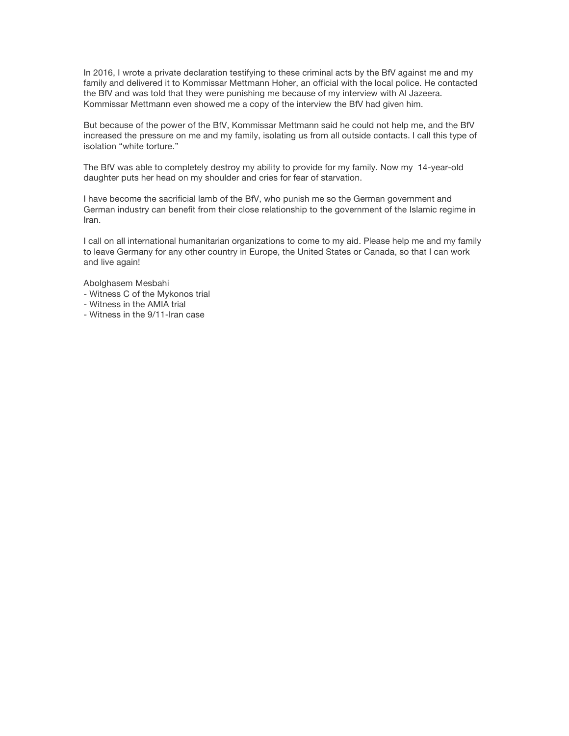In 2016, I wrote a private declaration testifying to these criminal acts by the BfV against me and my family and delivered it to Kommissar Mettmann Hoher, an official with the local police. He contacted the BfV and was told that they were punishing me because of my interview with Al Jazeera. Kommissar Mettmann even showed me a copy of the interview the BfV had given him.

But because of the power of the BfV, Kommissar Mettmann said he could not help me, and the BfV increased the pressure on me and my family, isolating us from all outside contacts. I call this type of isolation "white torture."

The BfV was able to completely destroy my ability to provide for my family. Now my 14-year-old daughter puts her head on my shoulder and cries for fear of starvation.

I have become the sacrificial lamb of the BfV, who punish me so the German government and German industry can benefit from their close relationship to the government of the Islamic regime in Iran.

I call on all international humanitarian organizations to come to my aid. Please help me and my family to leave Germany for any other country in Europe, the United States or Canada, so that I can work and live again!

Abolghasem Mesbahi
- Witness C of the Mykonos trial
- Witness in the AMIA trial
- Witness in the 9/11-Iran case